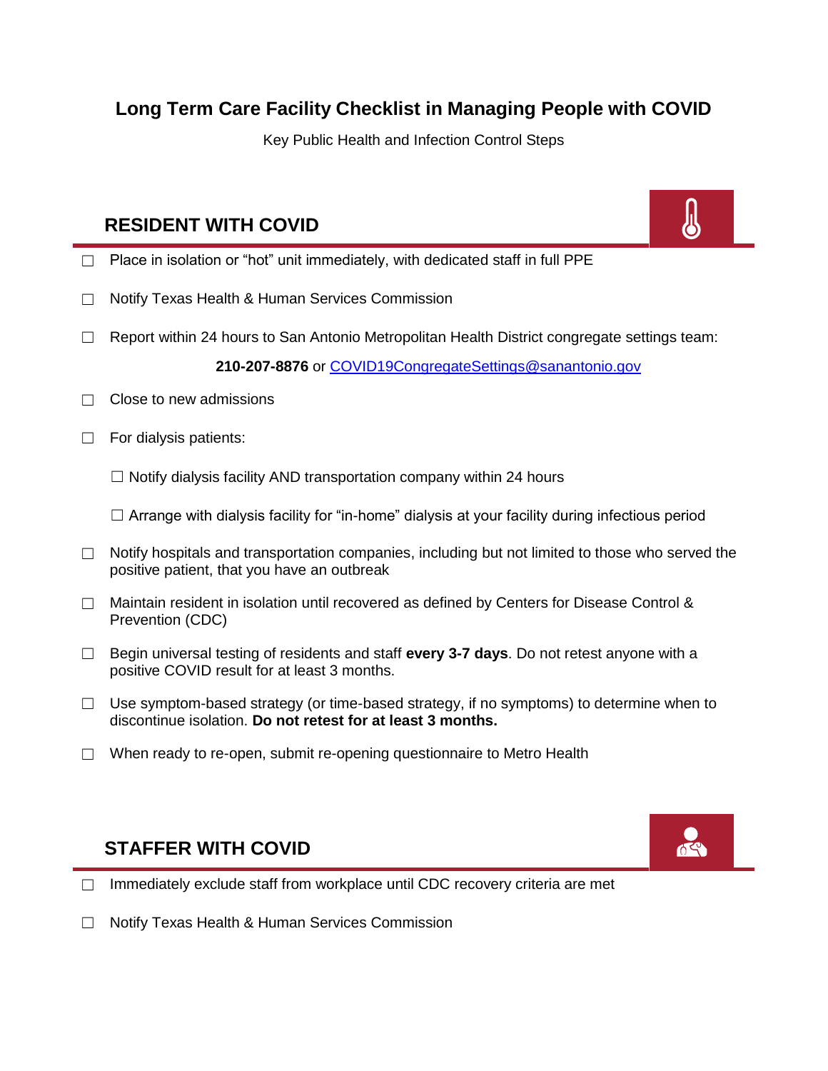# Long Term Care Facility Checklist in Managing People with COVID

Key Public Health and Infection Control Steps

## RESIDENT WITH COVID

- ☐ Place in isolation or "hot" unit immediately, with dedicated staff in full PPE
- ☐ Notify Texas Health & Human Services Commission
- ☐ Report within 24 hours to San Antonio Metropolitan Health District congregate settings team:

  **210-207-8876** or COVID19CongregateSettings@sanantonio.gov

- ☐ Close to new admissions
- ☐ For dialysis patients:
  - ☐ Notify dialysis facility AND transportation company within 24 hours
  - ☐ Arrange with dialysis facility for "in-home" dialysis at your facility during infectious period
- ☐ Notify hospitals and transportation companies, including but not limited to those who served the positive patient, that you have an outbreak
- ☐ Maintain resident in isolation until recovered as defined by Centers for Disease Control & Prevention (CDC)
- ☐ Begin universal testing of residents and staff **every 3-7 days**. Do not retest anyone with a positive COVID result for at least 3 months.
- ☐ Use symptom-based strategy (or time-based strategy, if no symptoms) to determine when to discontinue isolation. **Do not retest for at least 3 months.**
- ☐ When ready to re-open, submit re-opening questionnaire to Metro Health

## STAFFER WITH COVID

- ☐ Immediately exclude staff from workplace until CDC recovery criteria are met
- ☐ Notify Texas Health & Human Services Commission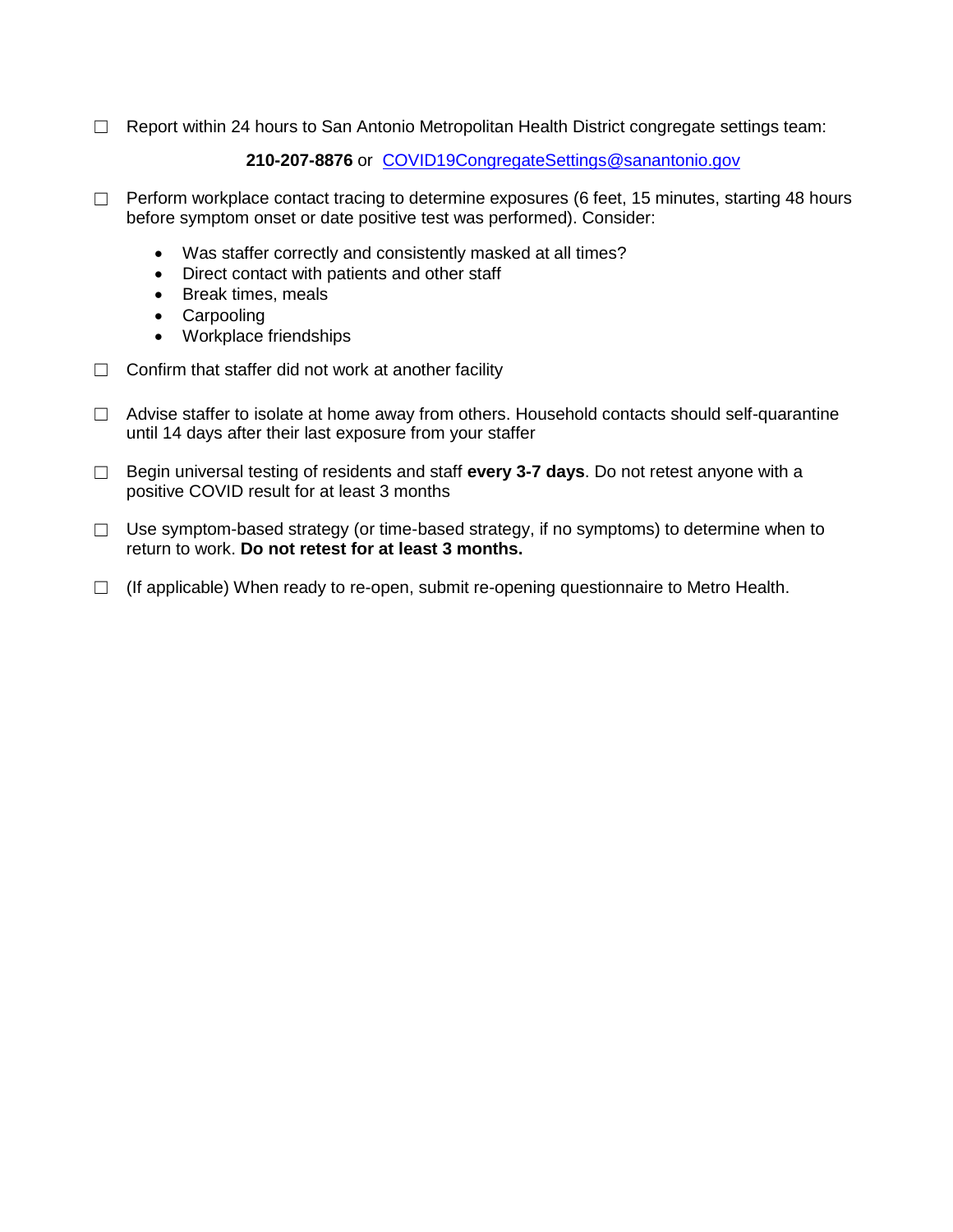☐ Report within 24 hours to San Antonio Metropolitan Health District congregate settings team:

**210-207-8876** or COVID19CongregateSettings@sanantonio.gov

☐ Perform workplace contact tracing to determine exposures (6 feet, 15 minutes, starting 48 hours before symptom onset or date positive test was performed). Consider:

- Was staffer correctly and consistently masked at all times?
- Direct contact with patients and other staff
- Break times, meals
- Carpooling
- Workplace friendships

☐ Confirm that staffer did not work at another facility

☐ Advise staffer to isolate at home away from others. Household contacts should self-quarantine until 14 days after their last exposure from your staffer

☐ Begin universal testing of residents and staff **every 3-7 days**. Do not retest anyone with a positive COVID result for at least 3 months

☐ Use symptom-based strategy (or time-based strategy, if no symptoms) to determine when to return to work. **Do not retest for at least 3 months.**

☐ (If applicable) When ready to re-open, submit re-opening questionnaire to Metro Health.